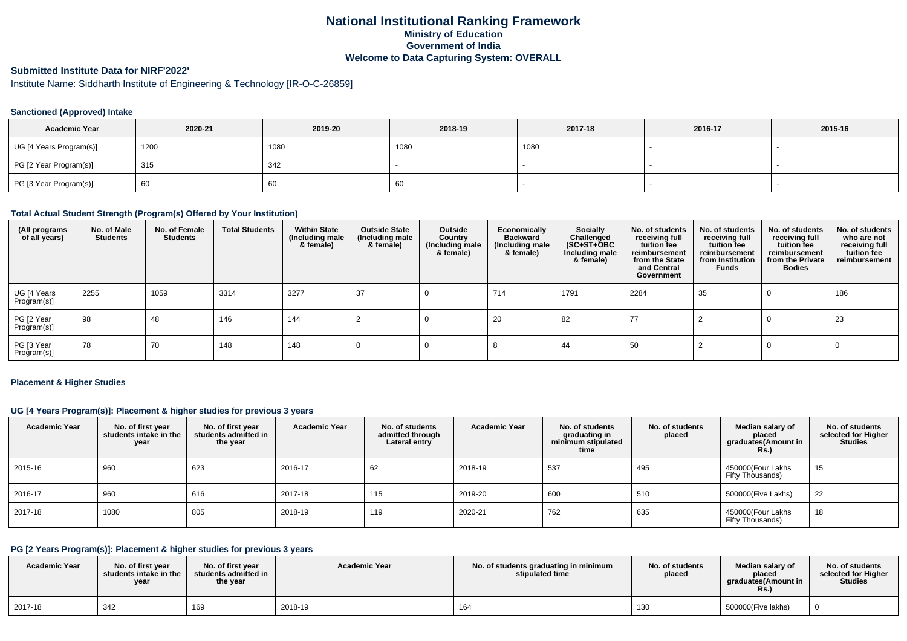# National Institutional Ranking Framework

**Ministry of Education**

**Government of India**

**Welcome to Data Capturing System: OVERALL**

## Submitted Institute Data for NIRF'2022'

Institute Name: Siddharth Institute of Engineering & Technology [IR-O-C-26859]

### Sanctioned (Approved) Intake

| Academic Year | 2020-21 | 2019-20 | 2018-19 | 2017-18 | 2016-17 | 2015-16 |
|---|---|---|---|---|---|---|
| UG [4 Years Program(s)] | 1200 | 1080 | 1080 | 1080 | - | - |
| PG [2 Year Program(s)] | 315 | 342 | - | - | - | - |
| PG [3 Year Program(s)] | 60 | 60 | 60 | - | - | - |

### Total Actual Student Strength (Program(s) Offered by Your Institution)

| (All programs of all years) | No. of Male Students | No. of Female Students | Total Students | Within State (Including male & female) | Outside State (Including male & female) | Outside Country (Including male & female) | Economically Backward (Including male & female) | Socially Challenged (SC+ST+OBC Including male & female) | No. of students receiving full tuition fee reimbursement from the State and Central Government | No. of students receiving full tuition fee reimbursement from Institution Funds | No. of students receiving full tuition fee reimbursement from the Private Bodies | No. of students who are not receiving full tuition fee reimbursement |
|---|---|---|---|---|---|---|---|---|---|---|---|---|
| UG [4 Years Program(s)] | 2255 | 1059 | 3314 | 3277 | 37 | 0 | 714 | 1791 | 2284 | 35 | 0 | 186 |
| PG [2 Year Program(s)] | 98 | 48 | 146 | 144 | 2 | 0 | 20 | 82 | 77 | 2 | 0 | 23 |
| PG [3 Year Program(s)] | 78 | 70 | 148 | 148 | 0 | 0 | 8 | 44 | 50 | 2 | 0 | 0 |

### Placement & Higher Studies

#### UG [4 Years Program(s)]: Placement & higher studies for previous 3 years

| Academic Year | No. of first year students intake in the year | No. of first year students admitted in the year | Academic Year | No. of students admitted through Lateral entry | Academic Year | No. of students graduating in minimum stipulated time | No. of students placed | Median salary of placed graduates(Amount in Rs.) | No. of students selected for Higher Studies |
|---|---|---|---|---|---|---|---|---|---|
| 2015-16 | 960 | 623 | 2016-17 | 62 | 2018-19 | 537 | 495 | 450000(Four Lakhs Fifty Thousands) | 15 |
| 2016-17 | 960 | 616 | 2017-18 | 115 | 2019-20 | 600 | 510 | 500000(Five Lakhs) | 22 |
| 2017-18 | 1080 | 805 | 2018-19 | 119 | 2020-21 | 762 | 635 | 450000(Four Lakhs Fifty Thousands) | 18 |

#### PG [2 Years Program(s)]: Placement & higher studies for previous 3 years

| Academic Year | No. of first year students intake in the year | No. of first year students admitted in the year | Academic Year | No. of students graduating in minimum stipulated time | No. of students placed | Median salary of placed graduates(Amount in Rs.) | No. of students selected for Higher Studies |
|---|---|---|---|---|---|---|---|
| 2017-18 | 342 | 169 | 2018-19 | 164 | 130 | 500000(Five lakhs) | 0 |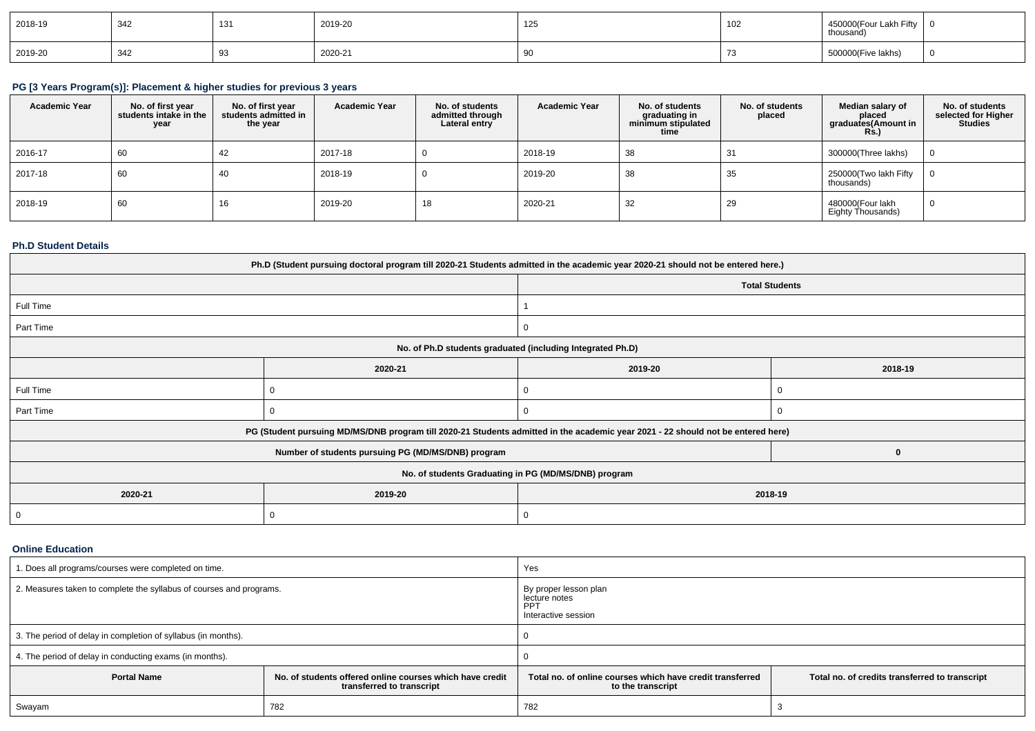| | | | | | | | | | |
|---|---|---|---|---|---|---|---|---|---|
| 2018-19 | 342 | 131 | 2019-20 | 125 | | 102 | | 450000(Four Lakh Fifty thousand) | 0 |
| 2019-20 | 342 | 93 | 2020-21 | 90 | | 73 | | 500000(Five lakhs) | 0 |

### PG [3 Years Program(s)]: Placement & higher studies for previous 3 years

| Academic Year | No. of first year students intake in the year | No. of first year students admitted in the year | Academic Year | No. of students admitted through Lateral entry | Academic Year | No. of students graduating in minimum stipulated time | No. of students placed | Median salary of placed graduates(Amount in Rs.) | No. of students selected for Higher Studies |
|---|---|---|---|---|---|---|---|---|---|
| 2016-17 | 60 | 42 | 2017-18 | 0 | 2018-19 | 38 | 31 | 300000(Three lakhs) | 0 |
| 2017-18 | 60 | 40 | 2018-19 | 0 | 2019-20 | 38 | 35 | 250000(Two lakh Fifty thousands) | 0 |
| 2018-19 | 60 | 16 | 2019-20 | 18 | 2020-21 | 32 | 29 | 480000(Four lakh Eighty Thousands) | 0 |

### Ph.D Student Details

| Ph.D (Student pursuing doctoral program till 2020-21 Students admitted in the academic year 2020-21 should not be entered here.) | | | |
|---|---|---|---|
| | | Total Students | |
| Full Time | | 1 | |
| Part Time | | 0 | |
| No. of Ph.D students graduated (including Integrated Ph.D) | | | |
| | 2020-21 | 2019-20 | 2018-19 |
| Full Time | 0 | 0 | 0 |
| Part Time | 0 | 0 | 0 |
| PG (Student pursuing MD/MS/DNB program till 2020-21 Students admitted in the academic year 2021 - 22 should not be entered here) | | | |
| Number of students pursuing PG (MD/MS/DNB) program | | | 0 |
| No. of students Graduating in PG (MD/MS/DNB) program | | | |
| 2020-21 | 2019-20 | 2018-19 | |
| 0 | 0 | 0 | |

### Online Education

| | | | |
|---|---|---|---|
| 1. Does all programs/courses were completed on time. | | Yes | |
| 2. Measures taken to complete the syllabus of courses and programs. | | By proper lesson plan<br>lecture notes<br>PPT<br>Interactive session | |
| 3. The period of delay in completion of syllabus (in months). | | 0 | |
| 4. The period of delay in conducting exams (in months). | | 0 | |
| **Portal Name** | **No. of students offered online courses which have credit transferred to transcript** | **Total no. of online courses which have credit transferred to the transcript** | **Total no. of credits transferred to transcript** |
| Swayam | 782 | 782 | 3 |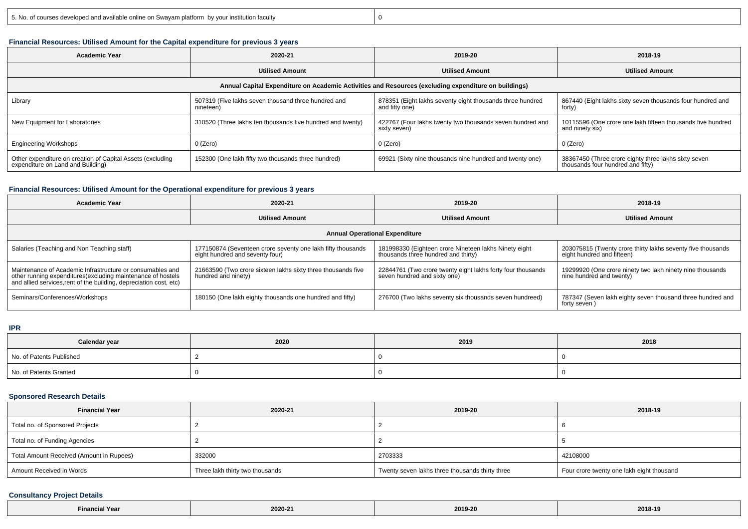| 5. No. of courses developed and available online on Swayam platform by your institution faculty | 0 |
|---|---|

### Financial Resources: Utilised Amount for the Capital expenditure for previous 3 years

| Academic Year | 2020-21 | 2019-20 | 2018-19 |
|---|---|---|---|
| | Utilised Amount | Utilised Amount | Utilised Amount |
| Annual Capital Expenditure on Academic Activities and Resources (excluding expenditure on buildings) | | | |
| Library | 507319 (Five lakhs seven thousand three hundred and nineteen) | 878351 (Eight lakhs seventy eight thousands three hundred and fifty one) | 867440 (Eight lakhs sixty seven thousands four hundred and forty) |
| New Equipment for Laboratories | 310520 (Three lakhs ten thousands five hundred and twenty) | 422767 (Four lakhs twenty two thousands seven hundred and sixty seven) | 10115596 (One crore one lakh fifteen thousands five hundred and ninety six) |
| Engineering Workshops | 0 (Zero) | 0 (Zero) | 0 (Zero) |
| Other expenditure on creation of Capital Assets (excluding expenditure on Land and Building) | 152300 (One lakh fifty two thousands three hundred) | 69921 (Sixty nine thousands nine hundred and twenty one) | 38367450 (Three crore eighty three lakhs sixty seven thousands four hundred and fifty) |

### Financial Resources: Utilised Amount for the Operational expenditure for previous 3 years

| Academic Year | 2020-21 | 2019-20 | 2018-19 |
|---|---|---|---|
| | Utilised Amount | Utilised Amount | Utilised Amount |
| Annual Operational Expenditure | | | |
| Salaries (Teaching and Non Teaching staff) | 177150874 (Seventeen crore seventy one lakh fifty thousands eight hundred and seventy four) | 181998330 (Eighteen crore Nineteen lakhs Ninety eight thousands three hundred and thirty) | 203075815 (Twenty crore thirty lakhs seventy five thousands eight hundred and fifteen) |
| Maintenance of Academic Infrastructure or consumables and other running expenditures(excluding maintenance of hostels and allied services,rent of the building, depreciation cost, etc) | 21663590 (Two crore sixteen lakhs sixty three thousands five hundred and ninety) | 22844761 (Two crore twenty eight lakhs forty four thousands seven hundred and sixty one) | 19299920 (One crore ninety two lakh ninety nine thousands nine hundred and twenty) |
| Seminars/Conferences/Workshops | 180150 (One lakh eighty thousands one hundred and fifty) | 276700 (Two lakhs seventy six thousands seven hundreed) | 787347 (Seven lakh eighty seven thousand three hundred and forty seven ) |

### IPR

| Calendar year | 2020 | 2019 | 2018 |
|---|---|---|---|
| No. of Patents Published | 2 | 0 | 0 |
| No. of Patents Granted | 0 | 0 | 0 |

### Sponsored Research Details

| Financial Year | 2020-21 | 2019-20 | 2018-19 |
|---|---|---|---|
| Total no. of Sponsored Projects | 2 | 2 | 6 |
| Total no. of Funding Agencies | 2 | 2 | 5 |
| Total Amount Received (Amount in Rupees) | 332000 | 2703333 | 42108000 |
| Amount Received in Words | Three lakh thirty two thousands | Twenty seven lakhs three thousands thirty three | Four crore twenty one lakh eight thousand |

### Consultancy Project Details

| Financial Year | 2020-21 | 2019-20 | 2018-19 |
|---|---|---|---|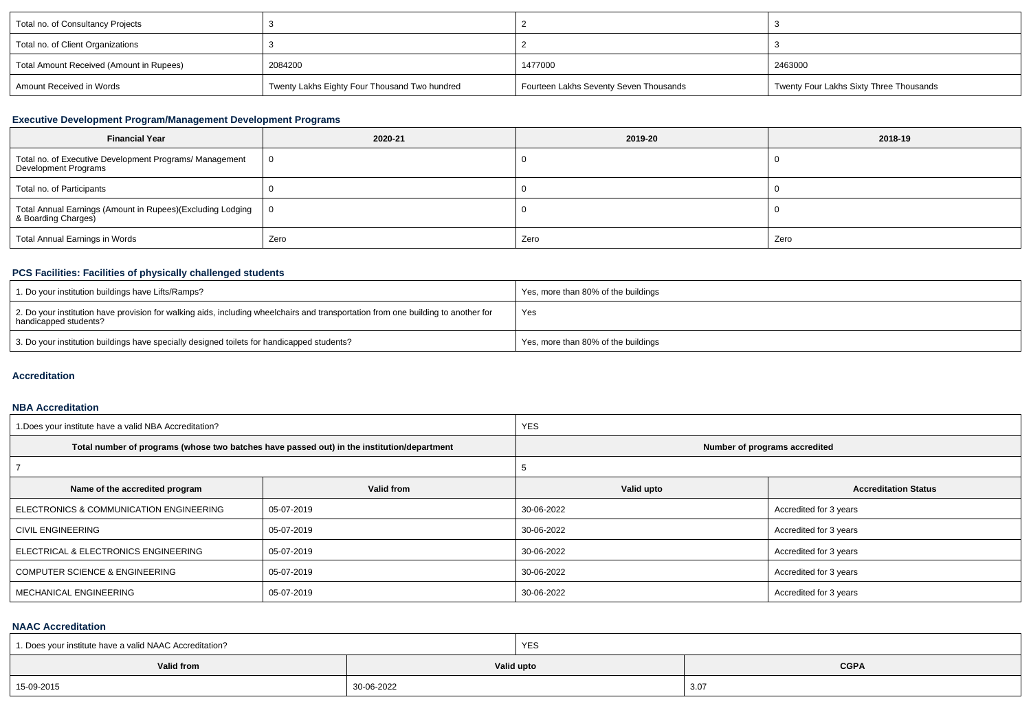| Total no. of Consultancy Projects | 3 | 2 | 3 |
|---|---|---|---|
| Total no. of Client Organizations | 3 | 2 | 3 |
| Total Amount Received (Amount in Rupees) | 2084200 | 1477000 | 2463000 |
| Amount Received in Words | Twenty Lakhs Eighty Four Thousand Two hundred | Fourteen Lakhs Seventy Seven Thousands | Twenty Four Lakhs Sixty Three Thousands |

### Executive Development Program/Management Development Programs

| Financial Year | 2020-21 | 2019-20 | 2018-19 |
|---|---|---|---|
| Total no. of Executive Development Programs/ Management Development Programs | 0 | 0 | 0 |
| Total no. of Participants | 0 | 0 | 0 |
| Total Annual Earnings (Amount in Rupees)(Excluding Lodging & Boarding Charges) | 0 | 0 | 0 |
| Total Annual Earnings in Words | Zero | Zero | Zero |

### PCS Facilities: Facilities of physically challenged students

| | |
|---|---|
| 1. Do your institution buildings have Lifts/Ramps? | Yes, more than 80% of the buildings |
| 2. Do your institution have provision for walking aids, including wheelchairs and transportation from one building to another for handicapped students? | Yes |
| 3. Do your institution buildings have specially designed toilets for handicapped students? | Yes, more than 80% of the buildings |

### Accreditation

### NBA Accreditation

| 1.Does your institute have a valid NBA Accreditation? | | YES | |
|---|---|---|---|
| Total number of programs (whose two batches have passed out) in the institution/department | | Number of programs accredited | |
| 7 | | 5 | |
| **Name of the accredited program** | **Valid from** | **Valid upto** | **Accreditation Status** |
| ELECTRONICS & COMMUNICATION ENGINEERING | 05-07-2019 | 30-06-2022 | Accredited for 3 years |
| CIVIL ENGINEERING | 05-07-2019 | 30-06-2022 | Accredited for 3 years |
| ELECTRICAL & ELECTRONICS ENGINEERING | 05-07-2019 | 30-06-2022 | Accredited for 3 years |
| COMPUTER SCIENCE & ENGINEERING | 05-07-2019 | 30-06-2022 | Accredited for 3 years |
| MECHANICAL ENGINEERING | 05-07-2019 | 30-06-2022 | Accredited for 3 years |

### NAAC Accreditation

| 1. Does your institute have a valid NAAC Accreditation? | YES | |
|---|---|---|
| **Valid from** | **Valid upto** | **CGPA** |
| 15-09-2015 | 30-06-2022 | 3.07 |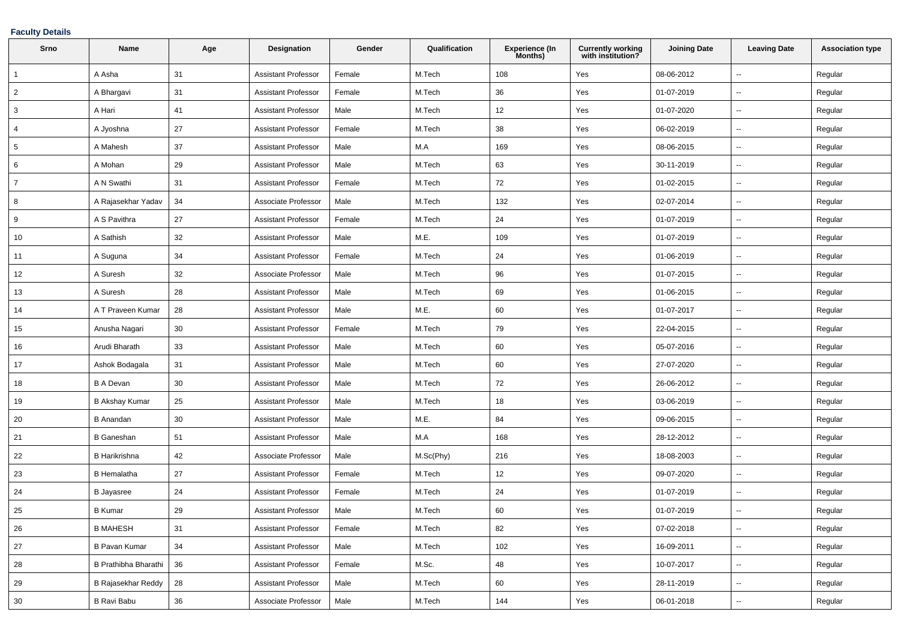**Faculty Details**

| Srno | Name | Age | Designation | Gender | Qualification | Experience (In Months) | Currently working with institution? | Joining Date | Leaving Date | Association type |
|---|---|---|---|---|---|---|---|---|---|---|
| 1 | A Asha | 31 | Assistant Professor | Female | M.Tech | 108 | Yes | 08-06-2012 | -- | Regular |
| 2 | A Bhargavi | 31 | Assistant Professor | Female | M.Tech | 36 | Yes | 01-07-2019 | -- | Regular |
| 3 | A Hari | 41 | Assistant Professor | Male | M.Tech | 12 | Yes | 01-07-2020 | -- | Regular |
| 4 | A Jyoshna | 27 | Assistant Professor | Female | M.Tech | 38 | Yes | 06-02-2019 | -- | Regular |
| 5 | A Mahesh | 37 | Assistant Professor | Male | M.A | 169 | Yes | 08-06-2015 | -- | Regular |
| 6 | A Mohan | 29 | Assistant Professor | Male | M.Tech | 63 | Yes | 30-11-2019 | -- | Regular |
| 7 | A N Swathi | 31 | Assistant Professor | Female | M.Tech | 72 | Yes | 01-02-2015 | -- | Regular |
| 8 | A Rajasekhar Yadav | 34 | Associate Professor | Male | M.Tech | 132 | Yes | 02-07-2014 | -- | Regular |
| 9 | A S Pavithra | 27 | Assistant Professor | Female | M.Tech | 24 | Yes | 01-07-2019 | -- | Regular |
| 10 | A Sathish | 32 | Assistant Professor | Male | M.E. | 109 | Yes | 01-07-2019 | -- | Regular |
| 11 | A Suguna | 34 | Assistant Professor | Female | M.Tech | 24 | Yes | 01-06-2019 | -- | Regular |
| 12 | A Suresh | 32 | Associate Professor | Male | M.Tech | 96 | Yes | 01-07-2015 | -- | Regular |
| 13 | A Suresh | 28 | Assistant Professor | Male | M.Tech | 69 | Yes | 01-06-2015 | -- | Regular |
| 14 | A T Praveen Kumar | 28 | Assistant Professor | Male | M.E. | 60 | Yes | 01-07-2017 | -- | Regular |
| 15 | Anusha Nagari | 30 | Assistant Professor | Female | M.Tech | 79 | Yes | 22-04-2015 | -- | Regular |
| 16 | Arudi Bharath | 33 | Assistant Professor | Male | M.Tech | 60 | Yes | 05-07-2016 | -- | Regular |
| 17 | Ashok Bodagala | 31 | Assistant Professor | Male | M.Tech | 60 | Yes | 27-07-2020 | -- | Regular |
| 18 | B A Devan | 30 | Assistant Professor | Male | M.Tech | 72 | Yes | 26-06-2012 | -- | Regular |
| 19 | B Akshay Kumar | 25 | Assistant Professor | Male | M.Tech | 18 | Yes | 03-06-2019 | -- | Regular |
| 20 | B Anandan | 30 | Assistant Professor | Male | M.E. | 84 | Yes | 09-06-2015 | -- | Regular |
| 21 | B Ganeshan | 51 | Assistant Professor | Male | M.A | 168 | Yes | 28-12-2012 | -- | Regular |
| 22 | B Harikrishna | 42 | Associate Professor | Male | M.Sc(Phy) | 216 | Yes | 18-08-2003 | -- | Regular |
| 23 | B Hemalatha | 27 | Assistant Professor | Female | M.Tech | 12 | Yes | 09-07-2020 | -- | Regular |
| 24 | B Jayasree | 24 | Assistant Professor | Female | M.Tech | 24 | Yes | 01-07-2019 | -- | Regular |
| 25 | B Kumar | 29 | Assistant Professor | Male | M.Tech | 60 | Yes | 01-07-2019 | -- | Regular |
| 26 | B MAHESH | 31 | Assistant Professor | Female | M.Tech | 82 | Yes | 07-02-2018 | -- | Regular |
| 27 | B Pavan Kumar | 34 | Assistant Professor | Male | M.Tech | 102 | Yes | 16-09-2011 | -- | Regular |
| 28 | B Prathibha Bharathi | 36 | Assistant Professor | Female | M.Sc. | 48 | Yes | 10-07-2017 | -- | Regular |
| 29 | B Rajasekhar Reddy | 28 | Assistant Professor | Male | M.Tech | 60 | Yes | 28-11-2019 | -- | Regular |
| 30 | B Ravi Babu | 36 | Associate Professor | Male | M.Tech | 144 | Yes | 06-01-2018 | -- | Regular |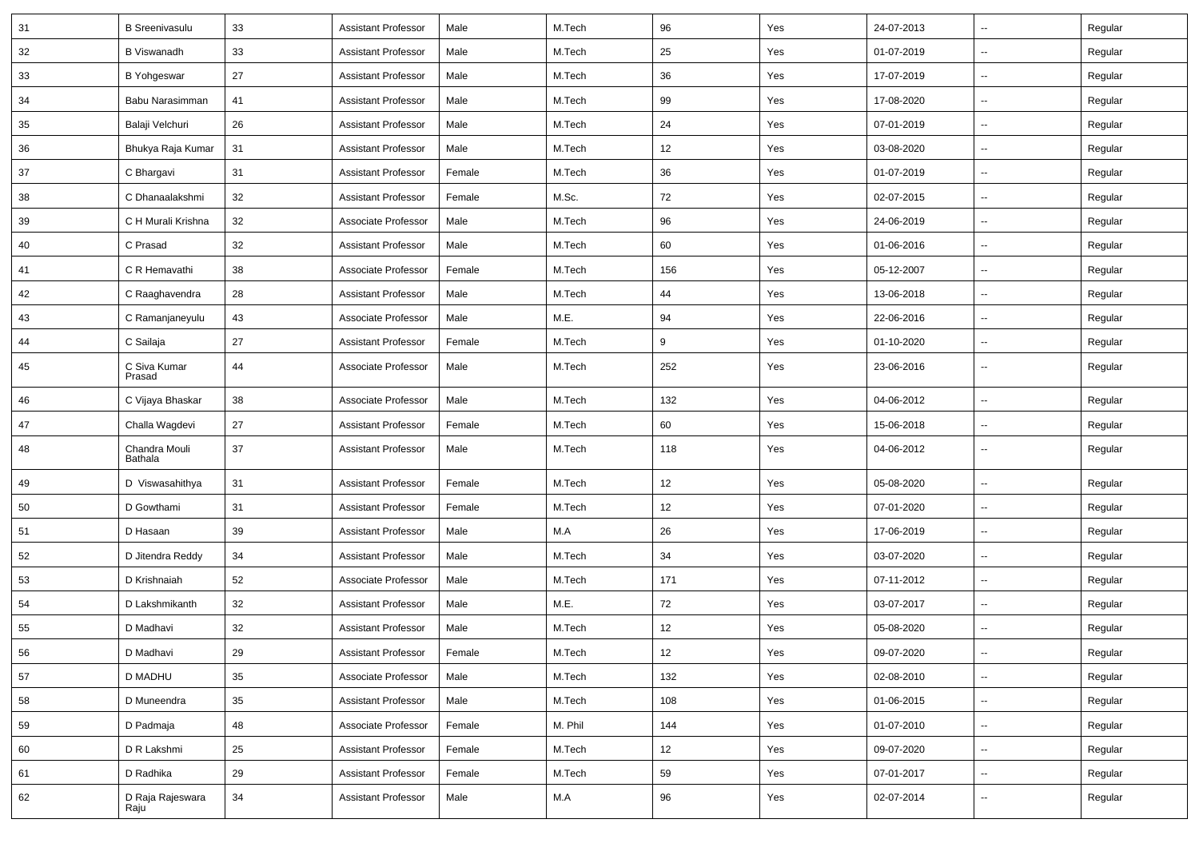| 31 | B Sreenivasulu | 33 | Assistant Professor | Male | M.Tech | 96 | Yes | 24-07-2013 | -- | Regular |
|---|---|---|---|---|---|---|---|---|---|---|
| 32 | B Viswanadh | 33 | Assistant Professor | Male | M.Tech | 25 | Yes | 01-07-2019 | -- | Regular |
| 33 | B Yohgeswar | 27 | Assistant Professor | Male | M.Tech | 36 | Yes | 17-07-2019 | -- | Regular |
| 34 | Babu Narasimman | 41 | Assistant Professor | Male | M.Tech | 99 | Yes | 17-08-2020 | -- | Regular |
| 35 | Balaji Velchuri | 26 | Assistant Professor | Male | M.Tech | 24 | Yes | 07-01-2019 | -- | Regular |
| 36 | Bhukya Raja Kumar | 31 | Assistant Professor | Male | M.Tech | 12 | Yes | 03-08-2020 | -- | Regular |
| 37 | C Bhargavi | 31 | Assistant Professor | Female | M.Tech | 36 | Yes | 01-07-2019 | -- | Regular |
| 38 | C Dhanaalakshmi | 32 | Assistant Professor | Female | M.Sc. | 72 | Yes | 02-07-2015 | -- | Regular |
| 39 | C H Murali Krishna | 32 | Associate Professor | Male | M.Tech | 96 | Yes | 24-06-2019 | -- | Regular |
| 40 | C Prasad | 32 | Assistant Professor | Male | M.Tech | 60 | Yes | 01-06-2016 | -- | Regular |
| 41 | C R Hemavathi | 38 | Associate Professor | Female | M.Tech | 156 | Yes | 05-12-2007 | -- | Regular |
| 42 | C Raaghavendra | 28 | Assistant Professor | Male | M.Tech | 44 | Yes | 13-06-2018 | -- | Regular |
| 43 | C Ramanjaneyulu | 43 | Associate Professor | Male | M.E. | 94 | Yes | 22-06-2016 | -- | Regular |
| 44 | C Sailaja | 27 | Assistant Professor | Female | M.Tech | 9 | Yes | 01-10-2020 | -- | Regular |
| 45 | C Siva Kumar Prasad | 44 | Associate Professor | Male | M.Tech | 252 | Yes | 23-06-2016 | -- | Regular |
| 46 | C Vijaya Bhaskar | 38 | Associate Professor | Male | M.Tech | 132 | Yes | 04-06-2012 | -- | Regular |
| 47 | Challa Wagdevi | 27 | Assistant Professor | Female | M.Tech | 60 | Yes | 15-06-2018 | -- | Regular |
| 48 | Chandra Mouli Bathala | 37 | Assistant Professor | Male | M.Tech | 118 | Yes | 04-06-2012 | -- | Regular |
| 49 | D Viswasahithya | 31 | Assistant Professor | Female | M.Tech | 12 | Yes | 05-08-2020 | -- | Regular |
| 50 | D Gowthami | 31 | Assistant Professor | Female | M.Tech | 12 | Yes | 07-01-2020 | -- | Regular |
| 51 | D Hasaan | 39 | Assistant Professor | Male | M.A | 26 | Yes | 17-06-2019 | -- | Regular |
| 52 | D Jitendra Reddy | 34 | Assistant Professor | Male | M.Tech | 34 | Yes | 03-07-2020 | -- | Regular |
| 53 | D Krishnaiah | 52 | Associate Professor | Male | M.Tech | 171 | Yes | 07-11-2012 | -- | Regular |
| 54 | D Lakshmikanth | 32 | Assistant Professor | Male | M.E. | 72 | Yes | 03-07-2017 | -- | Regular |
| 55 | D Madhavi | 32 | Assistant Professor | Male | M.Tech | 12 | Yes | 05-08-2020 | -- | Regular |
| 56 | D Madhavi | 29 | Assistant Professor | Female | M.Tech | 12 | Yes | 09-07-2020 | -- | Regular |
| 57 | D MADHU | 35 | Associate Professor | Male | M.Tech | 132 | Yes | 02-08-2010 | -- | Regular |
| 58 | D Muneendra | 35 | Assistant Professor | Male | M.Tech | 108 | Yes | 01-06-2015 | -- | Regular |
| 59 | D Padmaja | 48 | Associate Professor | Female | M. Phil | 144 | Yes | 01-07-2010 | -- | Regular |
| 60 | D R Lakshmi | 25 | Assistant Professor | Female | M.Tech | 12 | Yes | 09-07-2020 | -- | Regular |
| 61 | D Radhika | 29 | Assistant Professor | Female | M.Tech | 59 | Yes | 07-01-2017 | -- | Regular |
| 62 | D Raja Rajeswara Raju | 34 | Assistant Professor | Male | M.A | 96 | Yes | 02-07-2014 | -- | Regular |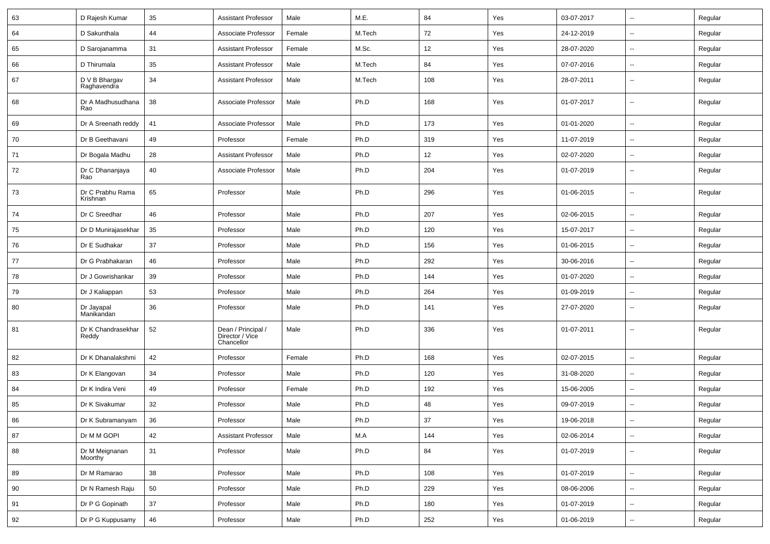| 63 | D Rajesh Kumar | 35 | Assistant Professor | Male | M.E. | 84 | Yes | 03-07-2017 | -- | Regular |
|---|---|---|---|---|---|---|---|---|---|---|
| 64 | D Sakunthala | 44 | Associate Professor | Female | M.Tech | 72 | Yes | 24-12-2019 | -- | Regular |
| 65 | D Sarojanamma | 31 | Assistant Professor | Female | M.Sc. | 12 | Yes | 28-07-2020 | -- | Regular |
| 66 | D Thirumala | 35 | Assistant Professor | Male | M.Tech | 84 | Yes | 07-07-2016 | -- | Regular |
| 67 | D V B Bhargav Raghavendra | 34 | Assistant Professor | Male | M.Tech | 108 | Yes | 28-07-2011 | -- | Regular |
| 68 | Dr A Madhusudhana Rao | 38 | Associate Professor | Male | Ph.D | 168 | Yes | 01-07-2017 | -- | Regular |
| 69 | Dr A Sreenath reddy | 41 | Associate Professor | Male | Ph.D | 173 | Yes | 01-01-2020 | -- | Regular |
| 70 | Dr B Geethavani | 49 | Professor | Female | Ph.D | 319 | Yes | 11-07-2019 | -- | Regular |
| 71 | Dr Bogala Madhu | 28 | Assistant Professor | Male | Ph.D | 12 | Yes | 02-07-2020 | -- | Regular |
| 72 | Dr C Dhananjaya Rao | 40 | Associate Professor | Male | Ph.D | 204 | Yes | 01-07-2019 | -- | Regular |
| 73 | Dr C Prabhu Rama Krishnan | 65 | Professor | Male | Ph.D | 296 | Yes | 01-06-2015 | -- | Regular |
| 74 | Dr C Sreedhar | 46 | Professor | Male | Ph.D | 207 | Yes | 02-06-2015 | -- | Regular |
| 75 | Dr D Munirajasekhar | 35 | Professor | Male | Ph.D | 120 | Yes | 15-07-2017 | -- | Regular |
| 76 | Dr E Sudhakar | 37 | Professor | Male | Ph.D | 156 | Yes | 01-06-2015 | -- | Regular |
| 77 | Dr G Prabhakaran | 46 | Professor | Male | Ph.D | 292 | Yes | 30-06-2016 | -- | Regular |
| 78 | Dr J Gowrishankar | 39 | Professor | Male | Ph.D | 144 | Yes | 01-07-2020 | -- | Regular |
| 79 | Dr J Kaliappan | 53 | Professor | Male | Ph.D | 264 | Yes | 01-09-2019 | -- | Regular |
| 80 | Dr Jayapal Manikandan | 36 | Professor | Male | Ph.D | 141 | Yes | 27-07-2020 | -- | Regular |
| 81 | Dr K Chandrasekhar Reddy | 52 | Dean / Principal / Director / Vice Chancellor | Male | Ph.D | 336 | Yes | 01-07-2011 | -- | Regular |
| 82 | Dr K Dhanalakshmi | 42 | Professor | Female | Ph.D | 168 | Yes | 02-07-2015 | -- | Regular |
| 83 | Dr K Elangovan | 34 | Professor | Male | Ph.D | 120 | Yes | 31-08-2020 | -- | Regular |
| 84 | Dr K Indira Veni | 49 | Professor | Female | Ph.D | 192 | Yes | 15-06-2005 | -- | Regular |
| 85 | Dr K Sivakumar | 32 | Professor | Male | Ph.D | 48 | Yes | 09-07-2019 | -- | Regular |
| 86 | Dr K Subramanyam | 36 | Professor | Male | Ph.D | 37 | Yes | 19-06-2018 | -- | Regular |
| 87 | Dr M M GOPI | 42 | Assistant Professor | Male | M.A | 144 | Yes | 02-06-2014 | -- | Regular |
| 88 | Dr M Meignanan Moorthy | 31 | Professor | Male | Ph.D | 84 | Yes | 01-07-2019 | -- | Regular |
| 89 | Dr M Ramarao | 38 | Professor | Male | Ph.D | 108 | Yes | 01-07-2019 | -- | Regular |
| 90 | Dr N Ramesh Raju | 50 | Professor | Male | Ph.D | 229 | Yes | 08-06-2006 | -- | Regular |
| 91 | Dr P G Gopinath | 37 | Professor | Male | Ph.D | 180 | Yes | 01-07-2019 | -- | Regular |
| 92 | Dr P G Kuppusamy | 46 | Professor | Male | Ph.D | 252 | Yes | 01-06-2019 | -- | Regular |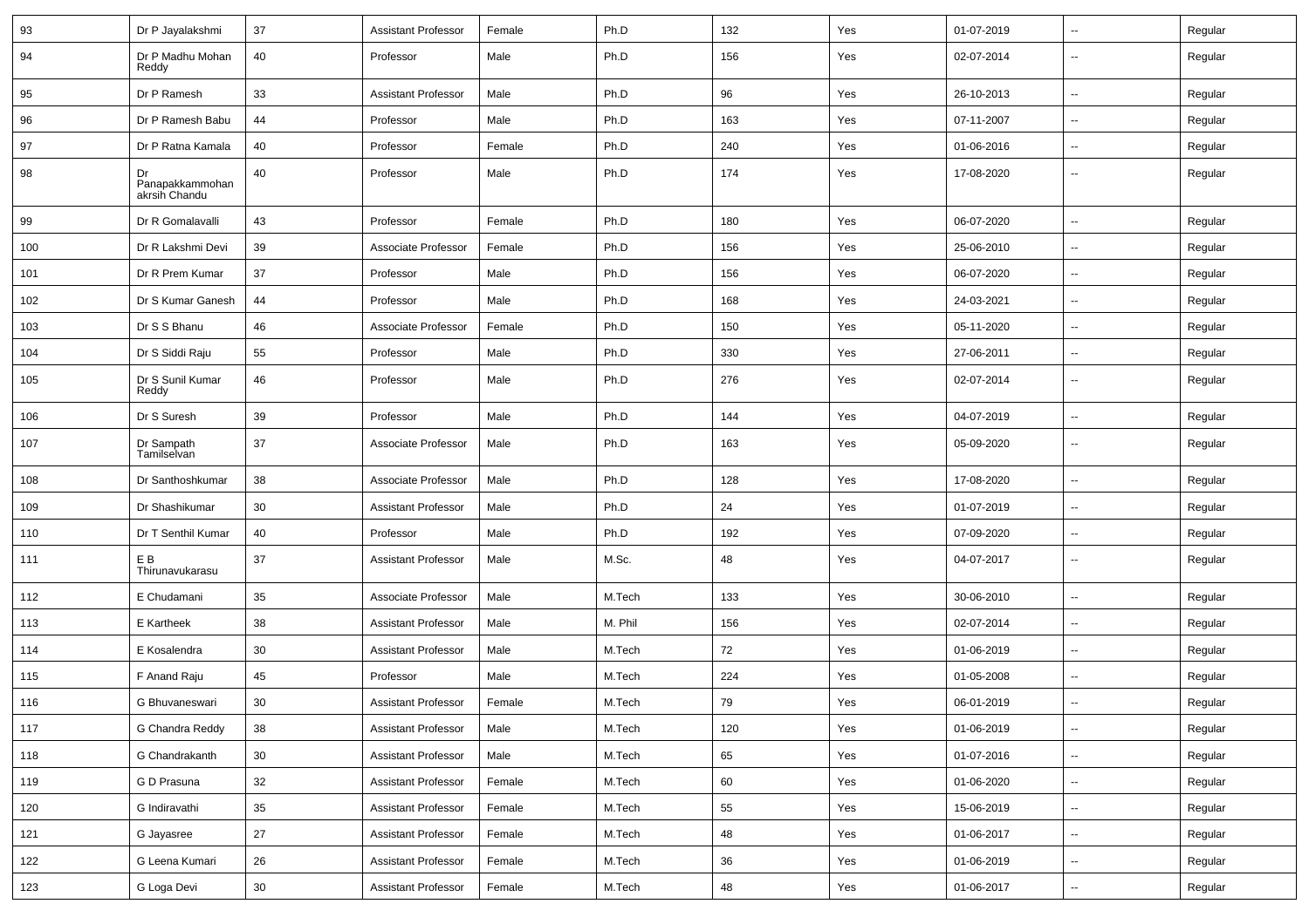| 93 | Dr P Jayalakshmi | 37 | Assistant Professor | Female | Ph.D | 132 | Yes | 01-07-2019 | -- | Regular |
|---|---|---|---|---|---|---|---|---|---|---|
| 94 | Dr P Madhu Mohan Reddy | 40 | Professor | Male | Ph.D | 156 | Yes | 02-07-2014 | -- | Regular |
| 95 | Dr P Ramesh | 33 | Assistant Professor | Male | Ph.D | 96 | Yes | 26-10-2013 | -- | Regular |
| 96 | Dr P Ramesh Babu | 44 | Professor | Male | Ph.D | 163 | Yes | 07-11-2007 | -- | Regular |
| 97 | Dr P Ratna Kamala | 40 | Professor | Female | Ph.D | 240 | Yes | 01-06-2016 | -- | Regular |
| 98 | Dr Panapakkammohan akrsih Chandu | 40 | Professor | Male | Ph.D | 174 | Yes | 17-08-2020 | -- | Regular |
| 99 | Dr R Gomalavalli | 43 | Professor | Female | Ph.D | 180 | Yes | 06-07-2020 | -- | Regular |
| 100 | Dr R Lakshmi Devi | 39 | Associate Professor | Female | Ph.D | 156 | Yes | 25-06-2010 | -- | Regular |
| 101 | Dr R Prem Kumar | 37 | Professor | Male | Ph.D | 156 | Yes | 06-07-2020 | -- | Regular |
| 102 | Dr S Kumar Ganesh | 44 | Professor | Male | Ph.D | 168 | Yes | 24-03-2021 | -- | Regular |
| 103 | Dr S S Bhanu | 46 | Associate Professor | Female | Ph.D | 150 | Yes | 05-11-2020 | -- | Regular |
| 104 | Dr S Siddi Raju | 55 | Professor | Male | Ph.D | 330 | Yes | 27-06-2011 | -- | Regular |
| 105 | Dr S Sunil Kumar Reddy | 46 | Professor | Male | Ph.D | 276 | Yes | 02-07-2014 | -- | Regular |
| 106 | Dr S Suresh | 39 | Professor | Male | Ph.D | 144 | Yes | 04-07-2019 | -- | Regular |
| 107 | Dr Sampath Tamilselvan | 37 | Associate Professor | Male | Ph.D | 163 | Yes | 05-09-2020 | -- | Regular |
| 108 | Dr Santhoshkumar | 38 | Associate Professor | Male | Ph.D | 128 | Yes | 17-08-2020 | -- | Regular |
| 109 | Dr Shashikumar | 30 | Assistant Professor | Male | Ph.D | 24 | Yes | 01-07-2019 | -- | Regular |
| 110 | Dr T Senthil Kumar | 40 | Professor | Male | Ph.D | 192 | Yes | 07-09-2020 | -- | Regular |
| 111 | E B Thirunavukarasu | 37 | Assistant Professor | Male | M.Sc. | 48 | Yes | 04-07-2017 | -- | Regular |
| 112 | E Chudamani | 35 | Associate Professor | Male | M.Tech | 133 | Yes | 30-06-2010 | -- | Regular |
| 113 | E Kartheek | 38 | Assistant Professor | Male | M. Phil | 156 | Yes | 02-07-2014 | -- | Regular |
| 114 | E Kosalendra | 30 | Assistant Professor | Male | M.Tech | 72 | Yes | 01-06-2019 | -- | Regular |
| 115 | F Anand Raju | 45 | Professor | Male | M.Tech | 224 | Yes | 01-05-2008 | -- | Regular |
| 116 | G Bhuvaneswari | 30 | Assistant Professor | Female | M.Tech | 79 | Yes | 06-01-2019 | -- | Regular |
| 117 | G Chandra Reddy | 38 | Assistant Professor | Male | M.Tech | 120 | Yes | 01-06-2019 | -- | Regular |
| 118 | G Chandrakanth | 30 | Assistant Professor | Male | M.Tech | 65 | Yes | 01-07-2016 | -- | Regular |
| 119 | G D Prasuna | 32 | Assistant Professor | Female | M.Tech | 60 | Yes | 01-06-2020 | -- | Regular |
| 120 | G Indiravathi | 35 | Assistant Professor | Female | M.Tech | 55 | Yes | 15-06-2019 | -- | Regular |
| 121 | G Jayasree | 27 | Assistant Professor | Female | M.Tech | 48 | Yes | 01-06-2017 | -- | Regular |
| 122 | G Leena Kumari | 26 | Assistant Professor | Female | M.Tech | 36 | Yes | 01-06-2019 | -- | Regular |
| 123 | G Loga Devi | 30 | Assistant Professor | Female | M.Tech | 48 | Yes | 01-06-2017 | -- | Regular |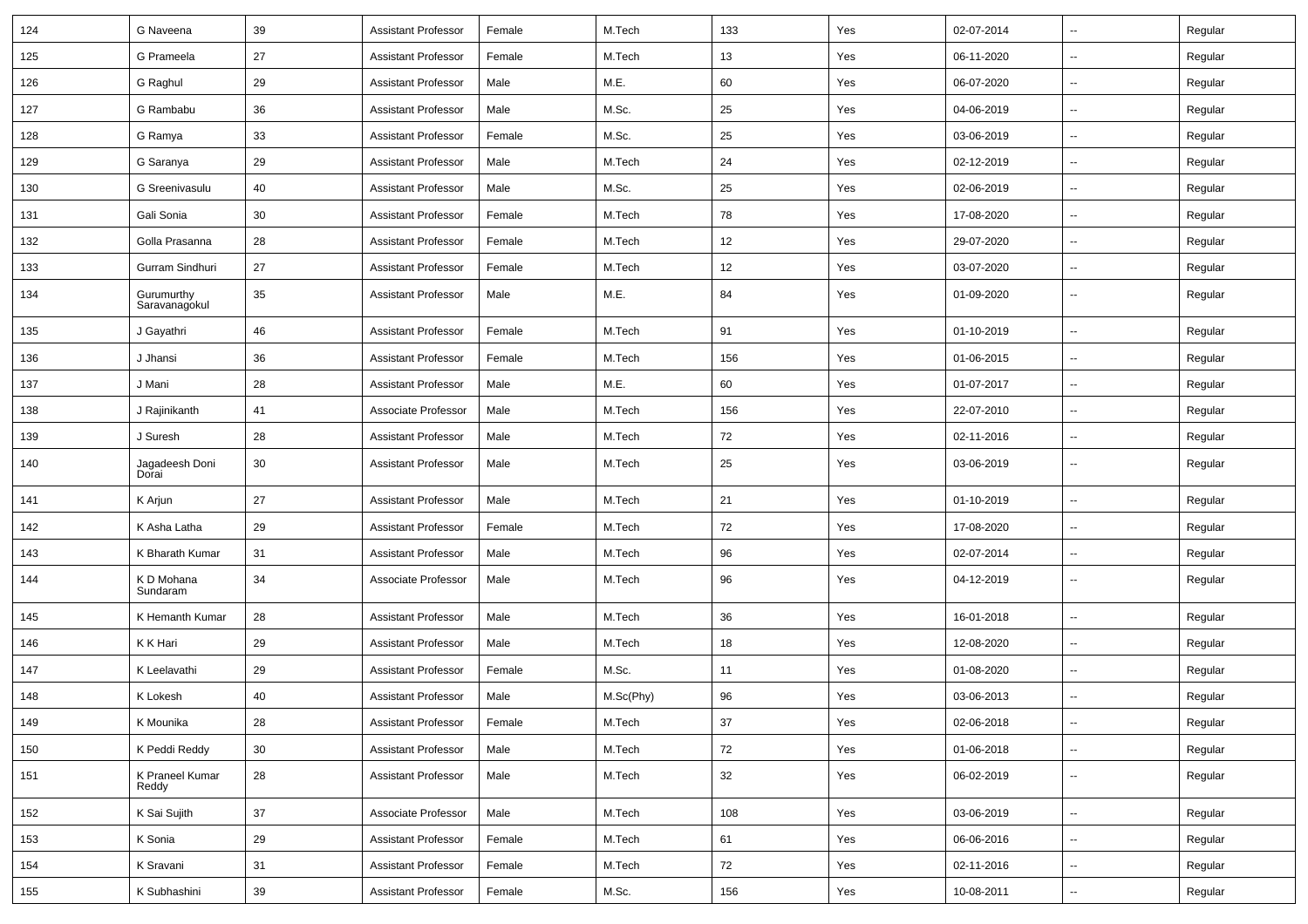| 124 | G Naveena | 39 | Assistant Professor | Female | M.Tech | 133 | Yes | 02-07-2014 | -- | Regular |
|---|---|---|---|---|---|---|---|---|---|---|
| 125 | G Prameela | 27 | Assistant Professor | Female | M.Tech | 13 | Yes | 06-11-2020 | -- | Regular |
| 126 | G Raghul | 29 | Assistant Professor | Male | M.E. | 60 | Yes | 06-07-2020 | -- | Regular |
| 127 | G Rambabu | 36 | Assistant Professor | Male | M.Sc. | 25 | Yes | 04-06-2019 | -- | Regular |
| 128 | G Ramya | 33 | Assistant Professor | Female | M.Sc. | 25 | Yes | 03-06-2019 | -- | Regular |
| 129 | G Saranya | 29 | Assistant Professor | Male | M.Tech | 24 | Yes | 02-12-2019 | -- | Regular |
| 130 | G Sreenivasulu | 40 | Assistant Professor | Male | M.Sc. | 25 | Yes | 02-06-2019 | -- | Regular |
| 131 | Gali Sonia | 30 | Assistant Professor | Female | M.Tech | 78 | Yes | 17-08-2020 | -- | Regular |
| 132 | Golla Prasanna | 28 | Assistant Professor | Female | M.Tech | 12 | Yes | 29-07-2020 | -- | Regular |
| 133 | Gurram Sindhuri | 27 | Assistant Professor | Female | M.Tech | 12 | Yes | 03-07-2020 | -- | Regular |
| 134 | Gurumurthy Saravanagokul | 35 | Assistant Professor | Male | M.E. | 84 | Yes | 01-09-2020 | -- | Regular |
| 135 | J Gayathri | 46 | Assistant Professor | Female | M.Tech | 91 | Yes | 01-10-2019 | -- | Regular |
| 136 | J Jhansi | 36 | Assistant Professor | Female | M.Tech | 156 | Yes | 01-06-2015 | -- | Regular |
| 137 | J Mani | 28 | Assistant Professor | Male | M.E. | 60 | Yes | 01-07-2017 | -- | Regular |
| 138 | J Rajinikanth | 41 | Associate Professor | Male | M.Tech | 156 | Yes | 22-07-2010 | -- | Regular |
| 139 | J Suresh | 28 | Assistant Professor | Male | M.Tech | 72 | Yes | 02-11-2016 | -- | Regular |
| 140 | Jagadeesh Doni Dorai | 30 | Assistant Professor | Male | M.Tech | 25 | Yes | 03-06-2019 | -- | Regular |
| 141 | K Arjun | 27 | Assistant Professor | Male | M.Tech | 21 | Yes | 01-10-2019 | -- | Regular |
| 142 | K Asha Latha | 29 | Assistant Professor | Female | M.Tech | 72 | Yes | 17-08-2020 | -- | Regular |
| 143 | K Bharath Kumar | 31 | Assistant Professor | Male | M.Tech | 96 | Yes | 02-07-2014 | -- | Regular |
| 144 | K D Mohana Sundaram | 34 | Associate Professor | Male | M.Tech | 96 | Yes | 04-12-2019 | -- | Regular |
| 145 | K Hemanth Kumar | 28 | Assistant Professor | Male | M.Tech | 36 | Yes | 16-01-2018 | -- | Regular |
| 146 | K K Hari | 29 | Assistant Professor | Male | M.Tech | 18 | Yes | 12-08-2020 | -- | Regular |
| 147 | K Leelavathi | 29 | Assistant Professor | Female | M.Sc. | 11 | Yes | 01-08-2020 | -- | Regular |
| 148 | K Lokesh | 40 | Assistant Professor | Male | M.Sc(Phy) | 96 | Yes | 03-06-2013 | -- | Regular |
| 149 | K Mounika | 28 | Assistant Professor | Female | M.Tech | 37 | Yes | 02-06-2018 | -- | Regular |
| 150 | K Peddi Reddy | 30 | Assistant Professor | Male | M.Tech | 72 | Yes | 01-06-2018 | -- | Regular |
| 151 | K Praneel Kumar Reddy | 28 | Assistant Professor | Male | M.Tech | 32 | Yes | 06-02-2019 | -- | Regular |
| 152 | K Sai Sujith | 37 | Associate Professor | Male | M.Tech | 108 | Yes | 03-06-2019 | -- | Regular |
| 153 | K Sonia | 29 | Assistant Professor | Female | M.Tech | 61 | Yes | 06-06-2016 | -- | Regular |
| 154 | K Sravani | 31 | Assistant Professor | Female | M.Tech | 72 | Yes | 02-11-2016 | -- | Regular |
| 155 | K Subhashini | 39 | Assistant Professor | Female | M.Sc. | 156 | Yes | 10-08-2011 | -- | Regular |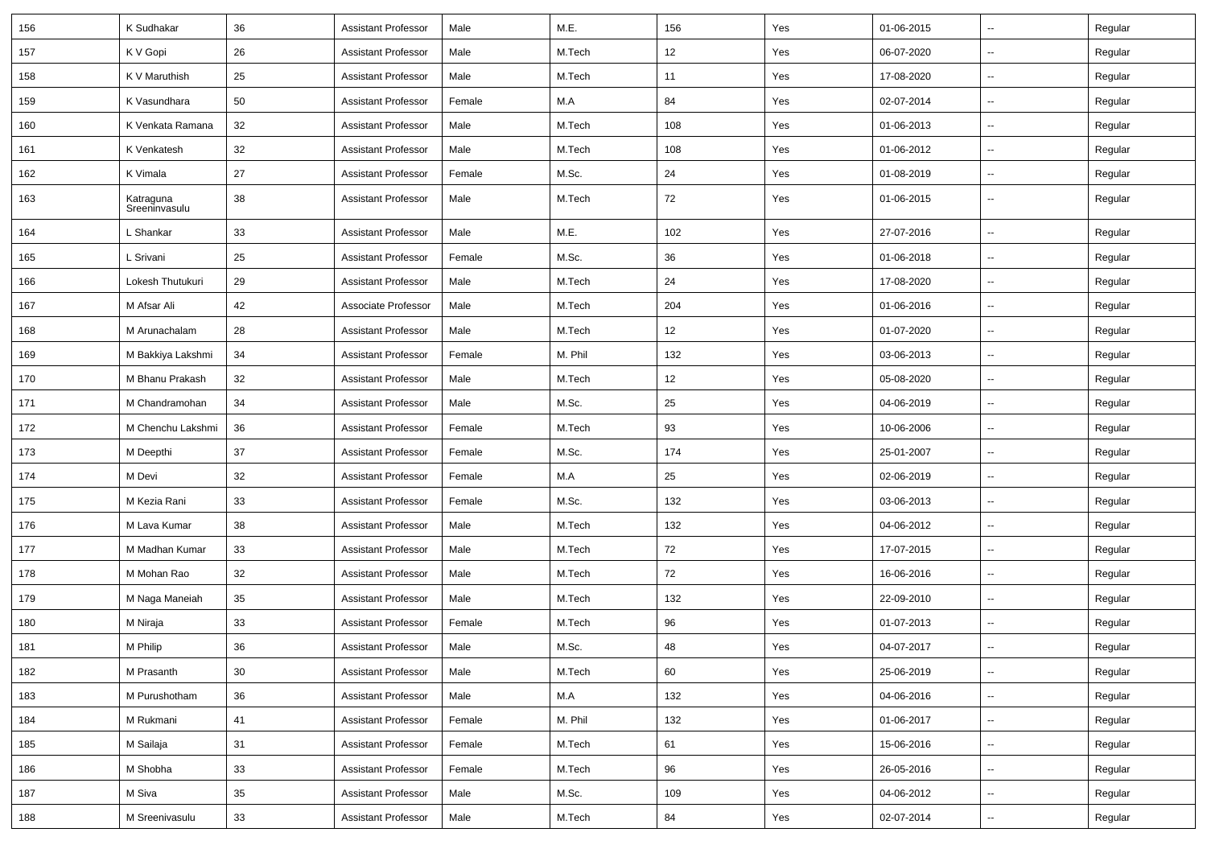| 156 | K Sudhakar | 36 | Assistant Professor | Male | M.E. | 156 | Yes | 01-06-2015 | -- | Regular |
|---|---|---|---|---|---|---|---|---|---|---|
| 157 | K V Gopi | 26 | Assistant Professor | Male | M.Tech | 12 | Yes | 06-07-2020 | -- | Regular |
| 158 | K V Maruthish | 25 | Assistant Professor | Male | M.Tech | 11 | Yes | 17-08-2020 | -- | Regular |
| 159 | K Vasundhara | 50 | Assistant Professor | Female | M.A | 84 | Yes | 02-07-2014 | -- | Regular |
| 160 | K Venkata Ramana | 32 | Assistant Professor | Male | M.Tech | 108 | Yes | 01-06-2013 | -- | Regular |
| 161 | K Venkatesh | 32 | Assistant Professor | Male | M.Tech | 108 | Yes | 01-06-2012 | -- | Regular |
| 162 | K Vimala | 27 | Assistant Professor | Female | M.Sc. | 24 | Yes | 01-08-2019 | -- | Regular |
| 163 | Katraguna Sreeninvasulu | 38 | Assistant Professor | Male | M.Tech | 72 | Yes | 01-06-2015 | -- | Regular |
| 164 | L Shankar | 33 | Assistant Professor | Male | M.E. | 102 | Yes | 27-07-2016 | -- | Regular |
| 165 | L Srivani | 25 | Assistant Professor | Female | M.Sc. | 36 | Yes | 01-06-2018 | -- | Regular |
| 166 | Lokesh Thutukuri | 29 | Assistant Professor | Male | M.Tech | 24 | Yes | 17-08-2020 | -- | Regular |
| 167 | M Afsar Ali | 42 | Associate Professor | Male | M.Tech | 204 | Yes | 01-06-2016 | -- | Regular |
| 168 | M Arunachalam | 28 | Assistant Professor | Male | M.Tech | 12 | Yes | 01-07-2020 | -- | Regular |
| 169 | M Bakkiya Lakshmi | 34 | Assistant Professor | Female | M. Phil | 132 | Yes | 03-06-2013 | -- | Regular |
| 170 | M Bhanu Prakash | 32 | Assistant Professor | Male | M.Tech | 12 | Yes | 05-08-2020 | -- | Regular |
| 171 | M Chandramohan | 34 | Assistant Professor | Male | M.Sc. | 25 | Yes | 04-06-2019 | -- | Regular |
| 172 | M Chenchu Lakshmi | 36 | Assistant Professor | Female | M.Tech | 93 | Yes | 10-06-2006 | -- | Regular |
| 173 | M Deepthi | 37 | Assistant Professor | Female | M.Sc. | 174 | Yes | 25-01-2007 | -- | Regular |
| 174 | M Devi | 32 | Assistant Professor | Female | M.A | 25 | Yes | 02-06-2019 | -- | Regular |
| 175 | M Kezia Rani | 33 | Assistant Professor | Female | M.Sc. | 132 | Yes | 03-06-2013 | -- | Regular |
| 176 | M Lava Kumar | 38 | Assistant Professor | Male | M.Tech | 132 | Yes | 04-06-2012 | -- | Regular |
| 177 | M Madhan Kumar | 33 | Assistant Professor | Male | M.Tech | 72 | Yes | 17-07-2015 | -- | Regular |
| 178 | M Mohan Rao | 32 | Assistant Professor | Male | M.Tech | 72 | Yes | 16-06-2016 | -- | Regular |
| 179 | M Naga Maneiah | 35 | Assistant Professor | Male | M.Tech | 132 | Yes | 22-09-2010 | -- | Regular |
| 180 | M Niraja | 33 | Assistant Professor | Female | M.Tech | 96 | Yes | 01-07-2013 | -- | Regular |
| 181 | M Philip | 36 | Assistant Professor | Male | M.Sc. | 48 | Yes | 04-07-2017 | -- | Regular |
| 182 | M Prasanth | 30 | Assistant Professor | Male | M.Tech | 60 | Yes | 25-06-2019 | -- | Regular |
| 183 | M Purushotham | 36 | Assistant Professor | Male | M.A | 132 | Yes | 04-06-2016 | -- | Regular |
| 184 | M Rukmani | 41 | Assistant Professor | Female | M. Phil | 132 | Yes | 01-06-2017 | -- | Regular |
| 185 | M Sailaja | 31 | Assistant Professor | Female | M.Tech | 61 | Yes | 15-06-2016 | -- | Regular |
| 186 | M Shobha | 33 | Assistant Professor | Female | M.Tech | 96 | Yes | 26-05-2016 | -- | Regular |
| 187 | M Siva | 35 | Assistant Professor | Male | M.Sc. | 109 | Yes | 04-06-2012 | -- | Regular |
| 188 | M Sreenivasulu | 33 | Assistant Professor | Male | M.Tech | 84 | Yes | 02-07-2014 | -- | Regular |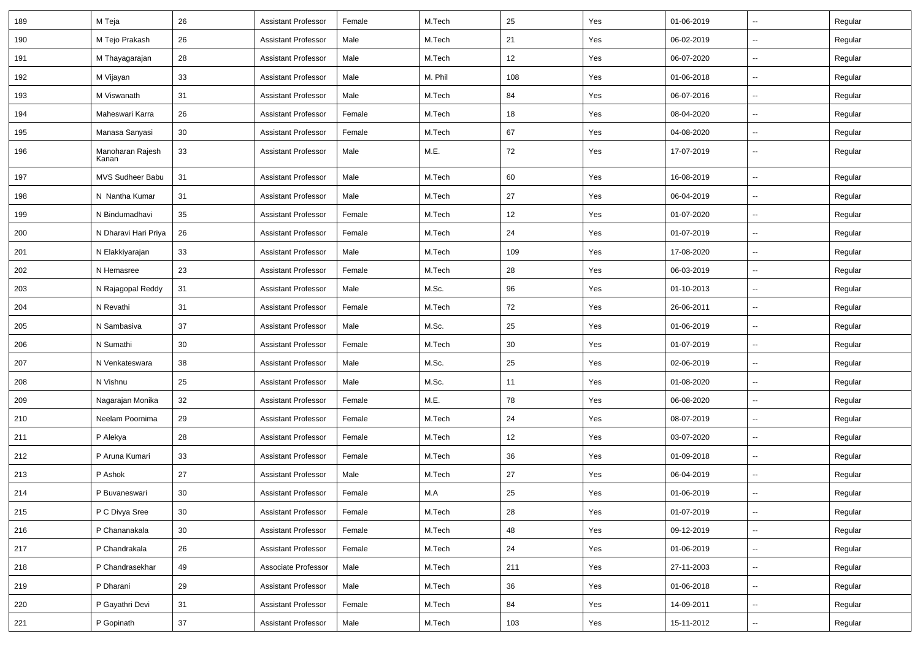| 189 | M Teja | 26 | Assistant Professor | Female | M.Tech | 25 | Yes | 01-06-2019 | -- | Regular |
|---|---|---|---|---|---|---|---|---|---|---|
| 190 | M Tejo Prakash | 26 | Assistant Professor | Male | M.Tech | 21 | Yes | 06-02-2019 | -- | Regular |
| 191 | M Thayagarajan | 28 | Assistant Professor | Male | M.Tech | 12 | Yes | 06-07-2020 | -- | Regular |
| 192 | M Vijayan | 33 | Assistant Professor | Male | M. Phil | 108 | Yes | 01-06-2018 | -- | Regular |
| 193 | M Viswanath | 31 | Assistant Professor | Male | M.Tech | 84 | Yes | 06-07-2016 | -- | Regular |
| 194 | Maheswari Karra | 26 | Assistant Professor | Female | M.Tech | 18 | Yes | 08-04-2020 | -- | Regular |
| 195 | Manasa Sanyasi | 30 | Assistant Professor | Female | M.Tech | 67 | Yes | 04-08-2020 | -- | Regular |
| 196 | Manoharan Rajesh Kanan | 33 | Assistant Professor | Male | M.E. | 72 | Yes | 17-07-2019 | -- | Regular |
| 197 | MVS Sudheer Babu | 31 | Assistant Professor | Male | M.Tech | 60 | Yes | 16-08-2019 | -- | Regular |
| 198 | N Nantha Kumar | 31 | Assistant Professor | Male | M.Tech | 27 | Yes | 06-04-2019 | -- | Regular |
| 199 | N Bindumadhavi | 35 | Assistant Professor | Female | M.Tech | 12 | Yes | 01-07-2020 | -- | Regular |
| 200 | N Dharavi Hari Priya | 26 | Assistant Professor | Female | M.Tech | 24 | Yes | 01-07-2019 | -- | Regular |
| 201 | N Elakkiyarajan | 33 | Assistant Professor | Male | M.Tech | 109 | Yes | 17-08-2020 | -- | Regular |
| 202 | N Hemasree | 23 | Assistant Professor | Female | M.Tech | 28 | Yes | 06-03-2019 | -- | Regular |
| 203 | N Rajagopal Reddy | 31 | Assistant Professor | Male | M.Sc. | 96 | Yes | 01-10-2013 | -- | Regular |
| 204 | N Revathi | 31 | Assistant Professor | Female | M.Tech | 72 | Yes | 26-06-2011 | -- | Regular |
| 205 | N Sambasiva | 37 | Assistant Professor | Male | M.Sc. | 25 | Yes | 01-06-2019 | -- | Regular |
| 206 | N Sumathi | 30 | Assistant Professor | Female | M.Tech | 30 | Yes | 01-07-2019 | -- | Regular |
| 207 | N Venkateswara | 38 | Assistant Professor | Male | M.Sc. | 25 | Yes | 02-06-2019 | -- | Regular |
| 208 | N Vishnu | 25 | Assistant Professor | Male | M.Sc. | 11 | Yes | 01-08-2020 | -- | Regular |
| 209 | Nagarajan Monika | 32 | Assistant Professor | Female | M.E. | 78 | Yes | 06-08-2020 | -- | Regular |
| 210 | Neelam Poornima | 29 | Assistant Professor | Female | M.Tech | 24 | Yes | 08-07-2019 | -- | Regular |
| 211 | P Alekya | 28 | Assistant Professor | Female | M.Tech | 12 | Yes | 03-07-2020 | -- | Regular |
| 212 | P Aruna Kumari | 33 | Assistant Professor | Female | M.Tech | 36 | Yes | 01-09-2018 | -- | Regular |
| 213 | P Ashok | 27 | Assistant Professor | Male | M.Tech | 27 | Yes | 06-04-2019 | -- | Regular |
| 214 | P Buvaneswari | 30 | Assistant Professor | Female | M.A | 25 | Yes | 01-06-2019 | -- | Regular |
| 215 | P C Divya Sree | 30 | Assistant Professor | Female | M.Tech | 28 | Yes | 01-07-2019 | -- | Regular |
| 216 | P Chananakala | 30 | Assistant Professor | Female | M.Tech | 48 | Yes | 09-12-2019 | -- | Regular |
| 217 | P Chandrakala | 26 | Assistant Professor | Female | M.Tech | 24 | Yes | 01-06-2019 | -- | Regular |
| 218 | P Chandrasekhar | 49 | Associate Professor | Male | M.Tech | 211 | Yes | 27-11-2003 | -- | Regular |
| 219 | P Dharani | 29 | Assistant Professor | Male | M.Tech | 36 | Yes | 01-06-2018 | -- | Regular |
| 220 | P Gayathri Devi | 31 | Assistant Professor | Female | M.Tech | 84 | Yes | 14-09-2011 | -- | Regular |
| 221 | P Gopinath | 37 | Assistant Professor | Male | M.Tech | 103 | Yes | 15-11-2012 | -- | Regular |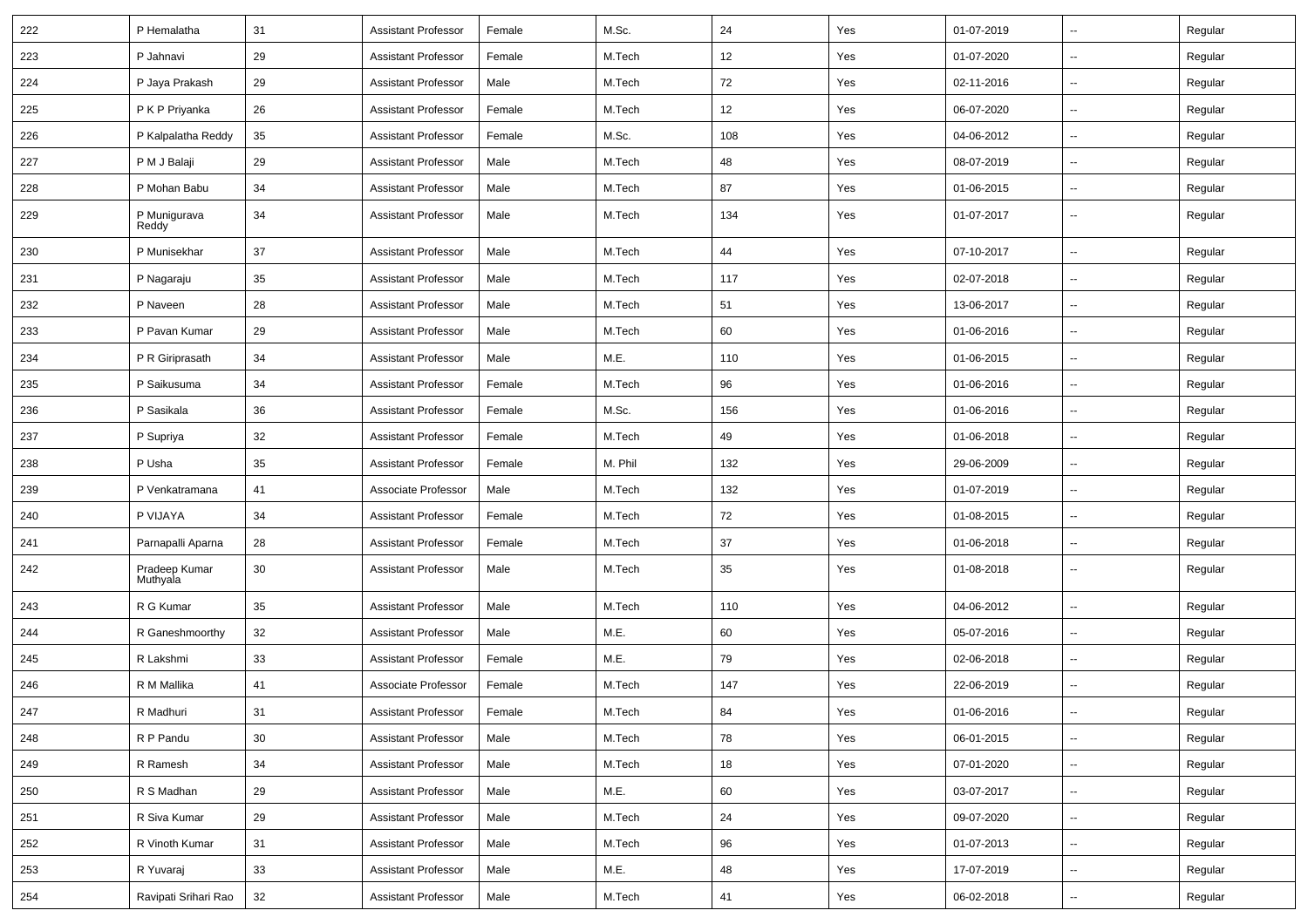| | | | | | | | | | | |
|---|---|---|---|---|---|---|---|---|---|---|
| 222 | P Hemalatha | 31 | Assistant Professor | Female | M.Sc. | 24 | Yes | 01-07-2019 | -- | Regular |
| 223 | P Jahnavi | 29 | Assistant Professor | Female | M.Tech | 12 | Yes | 01-07-2020 | -- | Regular |
| 224 | P Jaya Prakash | 29 | Assistant Professor | Male | M.Tech | 72 | Yes | 02-11-2016 | -- | Regular |
| 225 | P K P Priyanka | 26 | Assistant Professor | Female | M.Tech | 12 | Yes | 06-07-2020 | -- | Regular |
| 226 | P Kalpalatha Reddy | 35 | Assistant Professor | Female | M.Sc. | 108 | Yes | 04-06-2012 | -- | Regular |
| 227 | P M J Balaji | 29 | Assistant Professor | Male | M.Tech | 48 | Yes | 08-07-2019 | -- | Regular |
| 228 | P Mohan Babu | 34 | Assistant Professor | Male | M.Tech | 87 | Yes | 01-06-2015 | -- | Regular |
| 229 | P Munigurava Reddy | 34 | Assistant Professor | Male | M.Tech | 134 | Yes | 01-07-2017 | -- | Regular |
| 230 | P Munisekhar | 37 | Assistant Professor | Male | M.Tech | 44 | Yes | 07-10-2017 | -- | Regular |
| 231 | P Nagaraju | 35 | Assistant Professor | Male | M.Tech | 117 | Yes | 02-07-2018 | -- | Regular |
| 232 | P Naveen | 28 | Assistant Professor | Male | M.Tech | 51 | Yes | 13-06-2017 | -- | Regular |
| 233 | P Pavan Kumar | 29 | Assistant Professor | Male | M.Tech | 60 | Yes | 01-06-2016 | -- | Regular |
| 234 | P R Giriprasath | 34 | Assistant Professor | Male | M.E. | 110 | Yes | 01-06-2015 | -- | Regular |
| 235 | P Saikusuma | 34 | Assistant Professor | Female | M.Tech | 96 | Yes | 01-06-2016 | -- | Regular |
| 236 | P Sasikala | 36 | Assistant Professor | Female | M.Sc. | 156 | Yes | 01-06-2016 | -- | Regular |
| 237 | P Supriya | 32 | Assistant Professor | Female | M.Tech | 49 | Yes | 01-06-2018 | -- | Regular |
| 238 | P Usha | 35 | Assistant Professor | Female | M. Phil | 132 | Yes | 29-06-2009 | -- | Regular |
| 239 | P Venkatramana | 41 | Associate Professor | Male | M.Tech | 132 | Yes | 01-07-2019 | -- | Regular |
| 240 | P VIJAYA | 34 | Assistant Professor | Female | M.Tech | 72 | Yes | 01-08-2015 | -- | Regular |
| 241 | Parnapalli Aparna | 28 | Assistant Professor | Female | M.Tech | 37 | Yes | 01-06-2018 | -- | Regular |
| 242 | Pradeep Kumar Muthyala | 30 | Assistant Professor | Male | M.Tech | 35 | Yes | 01-08-2018 | -- | Regular |
| 243 | R G Kumar | 35 | Assistant Professor | Male | M.Tech | 110 | Yes | 04-06-2012 | -- | Regular |
| 244 | R Ganeshmoorthy | 32 | Assistant Professor | Male | M.E. | 60 | Yes | 05-07-2016 | -- | Regular |
| 245 | R Lakshmi | 33 | Assistant Professor | Female | M.E. | 79 | Yes | 02-06-2018 | -- | Regular |
| 246 | R M Mallika | 41 | Associate Professor | Female | M.Tech | 147 | Yes | 22-06-2019 | -- | Regular |
| 247 | R Madhuri | 31 | Assistant Professor | Female | M.Tech | 84 | Yes | 01-06-2016 | -- | Regular |
| 248 | R P Pandu | 30 | Assistant Professor | Male | M.Tech | 78 | Yes | 06-01-2015 | -- | Regular |
| 249 | R Ramesh | 34 | Assistant Professor | Male | M.Tech | 18 | Yes | 07-01-2020 | -- | Regular |
| 250 | R S Madhan | 29 | Assistant Professor | Male | M.E. | 60 | Yes | 03-07-2017 | -- | Regular |
| 251 | R Siva Kumar | 29 | Assistant Professor | Male | M.Tech | 24 | Yes | 09-07-2020 | -- | Regular |
| 252 | R Vinoth Kumar | 31 | Assistant Professor | Male | M.Tech | 96 | Yes | 01-07-2013 | -- | Regular |
| 253 | R Yuvaraj | 33 | Assistant Professor | Male | M.E. | 48 | Yes | 17-07-2019 | -- | Regular |
| 254 | Ravipati Srihari Rao | 32 | Assistant Professor | Male | M.Tech | 41 | Yes | 06-02-2018 | -- | Regular |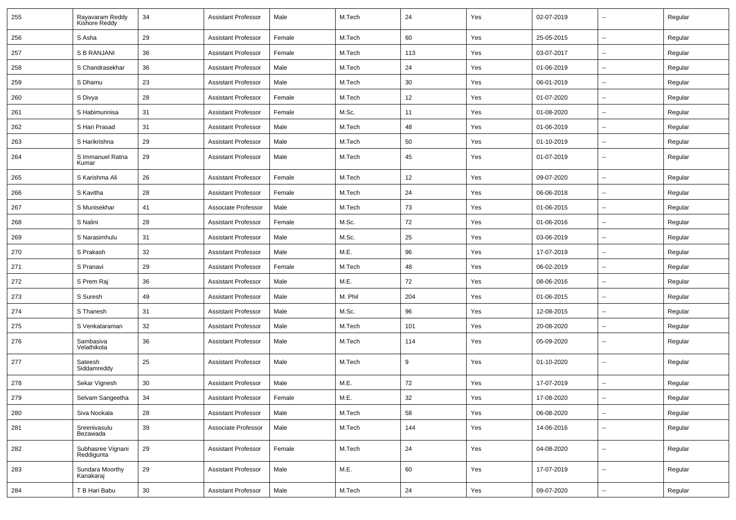| 255 | Rayavaram Reddy Kishore Reddy | 34 | Assistant Professor | Male | M.Tech | 24 | Yes | 02-07-2019 | -- | Regular |
|---|---|---|---|---|---|---|---|---|---|---|
| 256 | S Asha | 29 | Assistant Professor | Female | M.Tech | 60 | Yes | 25-05-2015 | -- | Regular |
| 257 | S B RANJANI | 36 | Assistant Professor | Female | M.Tech | 113 | Yes | 03-07-2017 | -- | Regular |
| 258 | S Chandrasekhar | 36 | Assistant Professor | Male | M.Tech | 24 | Yes | 01-06-2019 | -- | Regular |
| 259 | S Dhamu | 23 | Assistant Professor | Male | M.Tech | 30 | Yes | 06-01-2019 | -- | Regular |
| 260 | S Divya | 28 | Assistant Professor | Female | M.Tech | 12 | Yes | 01-07-2020 | -- | Regular |
| 261 | S Habimunnisa | 31 | Assistant Professor | Female | M.Sc. | 11 | Yes | 01-08-2020 | -- | Regular |
| 262 | S Hari Prasad | 31 | Assistant Professor | Male | M.Tech | 48 | Yes | 01-06-2019 | -- | Regular |
| 263 | S Harikrishna | 29 | Assistant Professor | Male | M.Tech | 50 | Yes | 01-10-2019 | -- | Regular |
| 264 | S Immanuel Ratna Kumar | 29 | Assistant Professor | Male | M.Tech | 45 | Yes | 01-07-2019 | -- | Regular |
| 265 | S Karishma Ali | 26 | Assistant Professor | Female | M.Tech | 12 | Yes | 09-07-2020 | -- | Regular |
| 266 | S Kavitha | 28 | Assistant Professor | Female | M.Tech | 24 | Yes | 06-06-2018 | -- | Regular |
| 267 | S Munisekhar | 41 | Associate Professor | Male | M.Tech | 73 | Yes | 01-06-2015 | -- | Regular |
| 268 | S Nalini | 28 | Assistant Professor | Female | M.Sc. | 72 | Yes | 01-06-2016 | -- | Regular |
| 269 | S Narasimhulu | 31 | Assistant Professor | Male | M.Sc. | 25 | Yes | 03-06-2019 | -- | Regular |
| 270 | S Prakash | 32 | Assistant Professor | Male | M.E. | 96 | Yes | 17-07-2019 | -- | Regular |
| 271 | S Pranavi | 29 | Assistant Professor | Female | M.Tech | 48 | Yes | 06-02-2019 | -- | Regular |
| 272 | S Prem Raj | 36 | Assistant Professor | Male | M.E. | 72 | Yes | 08-06-2016 | -- | Regular |
| 273 | S Suresh | 49 | Assistant Professor | Male | M. Phil | 204 | Yes | 01-06-2015 | -- | Regular |
| 274 | S Thanesh | 31 | Assistant Professor | Male | M.Sc. | 96 | Yes | 12-08-2015 | -- | Regular |
| 275 | S Venkataraman | 32 | Assistant Professor | Male | M.Tech | 101 | Yes | 20-08-2020 | -- | Regular |
| 276 | Sambasiva Velathikota | 36 | Assistant Professor | Male | M.Tech | 114 | Yes | 05-09-2020 | -- | Regular |
| 277 | Sateesh Siddamreddy | 25 | Assistant Professor | Male | M.Tech | 9 | Yes | 01-10-2020 | -- | Regular |
| 278 | Sekar Vignesh | 30 | Assistant Professor | Male | M.E. | 72 | Yes | 17-07-2019 | -- | Regular |
| 279 | Selvam Sangeetha | 34 | Assistant Professor | Female | M.E. | 32 | Yes | 17-08-2020 | -- | Regular |
| 280 | Siva Nookala | 28 | Assistant Professor | Male | M.Tech | 58 | Yes | 06-08-2020 | -- | Regular |
| 281 | Sreenivasulu Bezawada | 39 | Associate Professor | Male | M.Tech | 144 | Yes | 14-06-2016 | -- | Regular |
| 282 | Subhasree Vignani Reddigunta | 29 | Assistant Professor | Female | M.Tech | 24 | Yes | 04-08-2020 | -- | Regular |
| 283 | Sundara Moorthy Kanakaraj | 29 | Assistant Professor | Male | M.E. | 60 | Yes | 17-07-2019 | -- | Regular |
| 284 | T B Hari Babu | 30 | Assistant Professor | Male | M.Tech | 24 | Yes | 09-07-2020 | -- | Regular |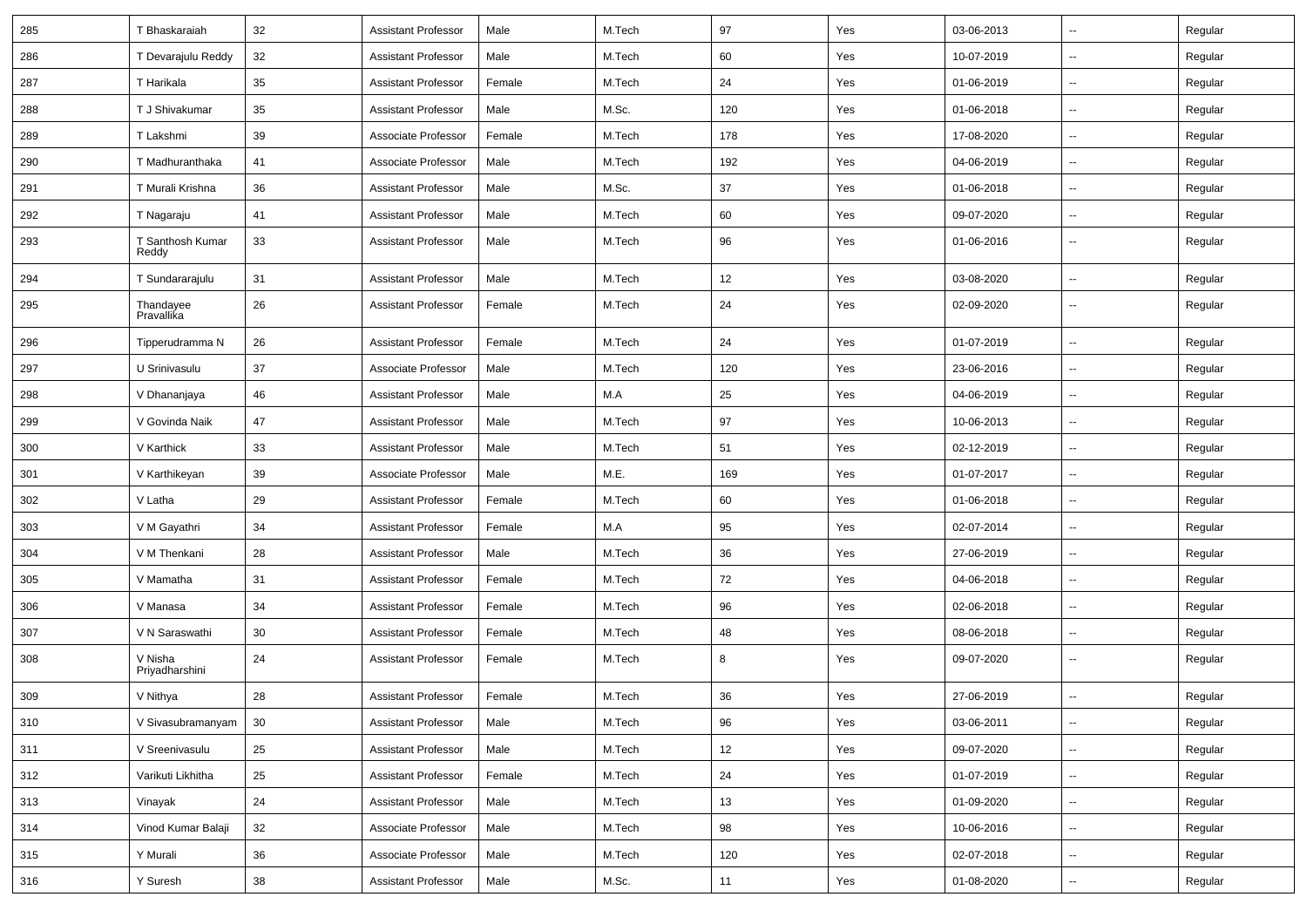| 285 | T Bhaskaraiah | 32 | Assistant Professor | Male | M.Tech | 97 | Yes | 03-06-2013 | -- | Regular |
|---|---|---|---|---|---|---|---|---|---|---|
| 286 | T Devarajulu Reddy | 32 | Assistant Professor | Male | M.Tech | 60 | Yes | 10-07-2019 | -- | Regular |
| 287 | T Harikala | 35 | Assistant Professor | Female | M.Tech | 24 | Yes | 01-06-2019 | -- | Regular |
| 288 | T J Shivakumar | 35 | Assistant Professor | Male | M.Sc. | 120 | Yes | 01-06-2018 | -- | Regular |
| 289 | T Lakshmi | 39 | Associate Professor | Female | M.Tech | 178 | Yes | 17-08-2020 | -- | Regular |
| 290 | T Madhuranthaka | 41 | Associate Professor | Male | M.Tech | 192 | Yes | 04-06-2019 | -- | Regular |
| 291 | T Murali Krishna | 36 | Assistant Professor | Male | M.Sc. | 37 | Yes | 01-06-2018 | -- | Regular |
| 292 | T Nagaraju | 41 | Assistant Professor | Male | M.Tech | 60 | Yes | 09-07-2020 | -- | Regular |
| 293 | T Santhosh Kumar Reddy | 33 | Assistant Professor | Male | M.Tech | 96 | Yes | 01-06-2016 | -- | Regular |
| 294 | T Sundararajulu | 31 | Assistant Professor | Male | M.Tech | 12 | Yes | 03-08-2020 | -- | Regular |
| 295 | Thandayee Pravallika | 26 | Assistant Professor | Female | M.Tech | 24 | Yes | 02-09-2020 | -- | Regular |
| 296 | Tipperudramma N | 26 | Assistant Professor | Female | M.Tech | 24 | Yes | 01-07-2019 | -- | Regular |
| 297 | U Srinivasulu | 37 | Associate Professor | Male | M.Tech | 120 | Yes | 23-06-2016 | -- | Regular |
| 298 | V Dhananjaya | 46 | Assistant Professor | Male | M.A | 25 | Yes | 04-06-2019 | -- | Regular |
| 299 | V Govinda Naik | 47 | Assistant Professor | Male | M.Tech | 97 | Yes | 10-06-2013 | -- | Regular |
| 300 | V Karthick | 33 | Assistant Professor | Male | M.Tech | 51 | Yes | 02-12-2019 | -- | Regular |
| 301 | V Karthikeyan | 39 | Associate Professor | Male | M.E. | 169 | Yes | 01-07-2017 | -- | Regular |
| 302 | V Latha | 29 | Assistant Professor | Female | M.Tech | 60 | Yes | 01-06-2018 | -- | Regular |
| 303 | V M Gayathri | 34 | Assistant Professor | Female | M.A | 95 | Yes | 02-07-2014 | -- | Regular |
| 304 | V M Thenkani | 28 | Assistant Professor | Male | M.Tech | 36 | Yes | 27-06-2019 | -- | Regular |
| 305 | V Mamatha | 31 | Assistant Professor | Female | M.Tech | 72 | Yes | 04-06-2018 | -- | Regular |
| 306 | V Manasa | 34 | Assistant Professor | Female | M.Tech | 96 | Yes | 02-06-2018 | -- | Regular |
| 307 | V N Saraswathi | 30 | Assistant Professor | Female | M.Tech | 48 | Yes | 08-06-2018 | -- | Regular |
| 308 | V Nisha Priyadharshini | 24 | Assistant Professor | Female | M.Tech | 8 | Yes | 09-07-2020 | -- | Regular |
| 309 | V Nithya | 28 | Assistant Professor | Female | M.Tech | 36 | Yes | 27-06-2019 | -- | Regular |
| 310 | V Sivasubramanyam | 30 | Assistant Professor | Male | M.Tech | 96 | Yes | 03-06-2011 | -- | Regular |
| 311 | V Sreenivasulu | 25 | Assistant Professor | Male | M.Tech | 12 | Yes | 09-07-2020 | -- | Regular |
| 312 | Varikuti Likhitha | 25 | Assistant Professor | Female | M.Tech | 24 | Yes | 01-07-2019 | -- | Regular |
| 313 | Vinayak | 24 | Assistant Professor | Male | M.Tech | 13 | Yes | 01-09-2020 | -- | Regular |
| 314 | Vinod Kumar Balaji | 32 | Associate Professor | Male | M.Tech | 98 | Yes | 10-06-2016 | -- | Regular |
| 315 | Y Murali | 36 | Associate Professor | Male | M.Tech | 120 | Yes | 02-07-2018 | -- | Regular |
| 316 | Y Suresh | 38 | Assistant Professor | Male | M.Sc. | 11 | Yes | 01-08-2020 | -- | Regular |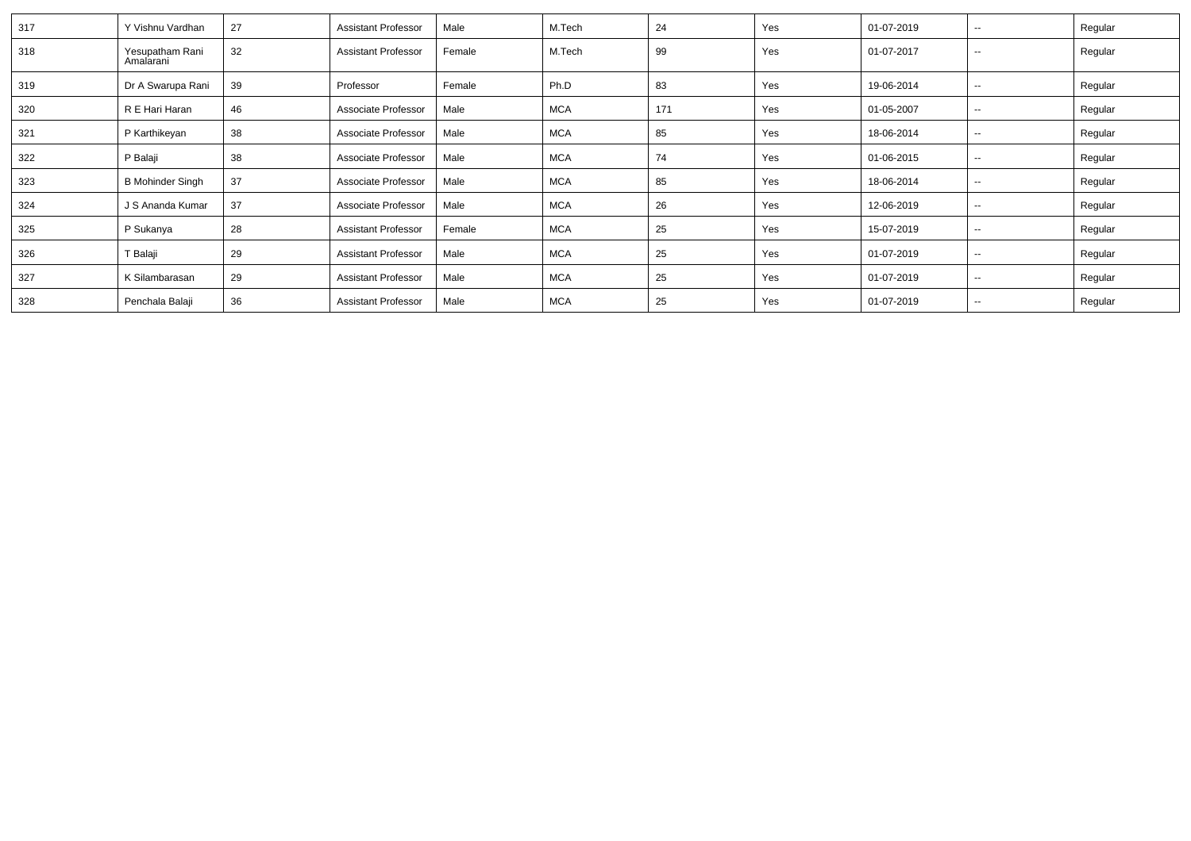| | | | | | | | | | | |
|---|---|---|---|---|---|---|---|---|---|---|
| 317 | Y Vishnu Vardhan | 27 | Assistant Professor | Male | M.Tech | 24 | Yes | 01-07-2019 | -- | Regular |
| 318 | Yesupatham Rani Amalarani | 32 | Assistant Professor | Female | M.Tech | 99 | Yes | 01-07-2017 | -- | Regular |
| 319 | Dr A Swarupa Rani | 39 | Professor | Female | Ph.D | 83 | Yes | 19-06-2014 | -- | Regular |
| 320 | R E Hari Haran | 46 | Associate Professor | Male | MCA | 171 | Yes | 01-05-2007 | -- | Regular |
| 321 | P Karthikeyan | 38 | Associate Professor | Male | MCA | 85 | Yes | 18-06-2014 | -- | Regular |
| 322 | P Balaji | 38 | Associate Professor | Male | MCA | 74 | Yes | 01-06-2015 | -- | Regular |
| 323 | B Mohinder Singh | 37 | Associate Professor | Male | MCA | 85 | Yes | 18-06-2014 | -- | Regular |
| 324 | J S Ananda Kumar | 37 | Associate Professor | Male | MCA | 26 | Yes | 12-06-2019 | -- | Regular |
| 325 | P Sukanya | 28 | Assistant Professor | Female | MCA | 25 | Yes | 15-07-2019 | -- | Regular |
| 326 | T Balaji | 29 | Assistant Professor | Male | MCA | 25 | Yes | 01-07-2019 | -- | Regular |
| 327 | K Silambarasan | 29 | Assistant Professor | Male | MCA | 25 | Yes | 01-07-2019 | -- | Regular |
| 328 | Penchala Balaji | 36 | Assistant Professor | Male | MCA | 25 | Yes | 01-07-2019 | -- | Regular |